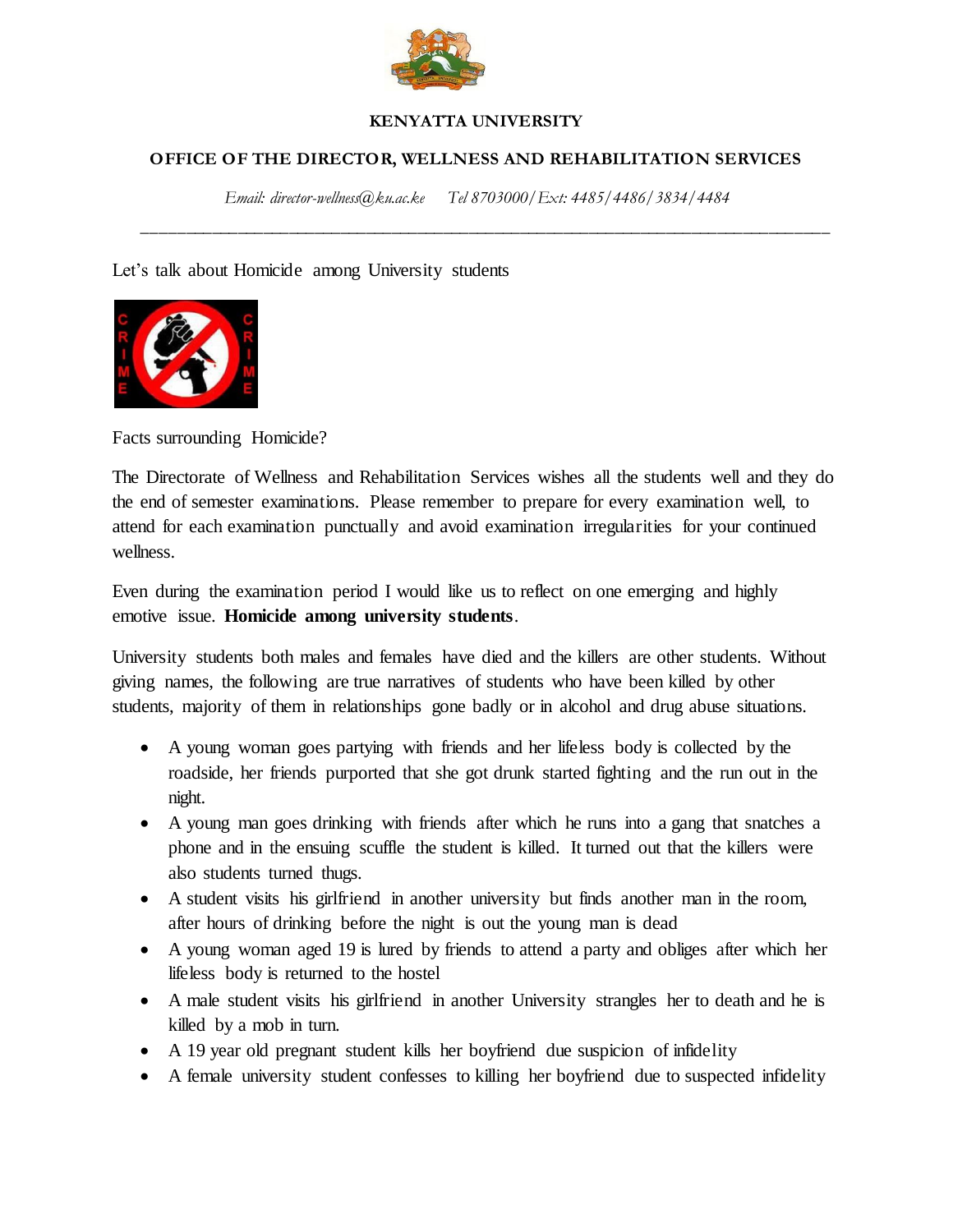**KENYATTA UNIVERSITY**

**OFFICE OF THE DIRECTOR, WELLNESS AND REHABILITATION SERVICES**

*Email: director-wellness@ku.ac.ke* *Tel 8703000/Ext: 4485/4486/3834/4484*

---

Let's talk about Homicide among University students

Facts surrounding Homicide?

The Directorate of Wellness and Rehabilitation Services wishes all the students well and they do the end of semester examinations. Please remember to prepare for every examination well, to attend for each examination punctually and avoid examination irregularities for your continued wellness.

Even during the examination period I would like us to reflect on one emerging and highly emotive issue. **Homicide among university students**.

University students both males and females have died and the killers are other students. Without giving names, the following are true narratives of students who have been killed by other students, majority of them in relationships gone badly or in alcohol and drug abuse situations.

- A young woman goes partying with friends and her lifeless body is collected by the roadside, her friends purported that she got drunk started fighting and the run out in the night.
- A young man goes drinking with friends after which he runs into a gang that snatches a phone and in the ensuing scuffle the student is killed. It turned out that the killers were also students turned thugs.
- A student visits his girlfriend in another university but finds another man in the room, after hours of drinking before the night is out the young man is dead
- A young woman aged 19 is lured by friends to attend a party and obliges after which her lifeless body is returned to the hostel
- A male student visits his girlfriend in another University strangles her to death and he is killed by a mob in turn.
- A 19 year old pregnant student kills her boyfriend due suspicion of infidelity
- A female university student confesses to killing her boyfriend due to suspected infidelity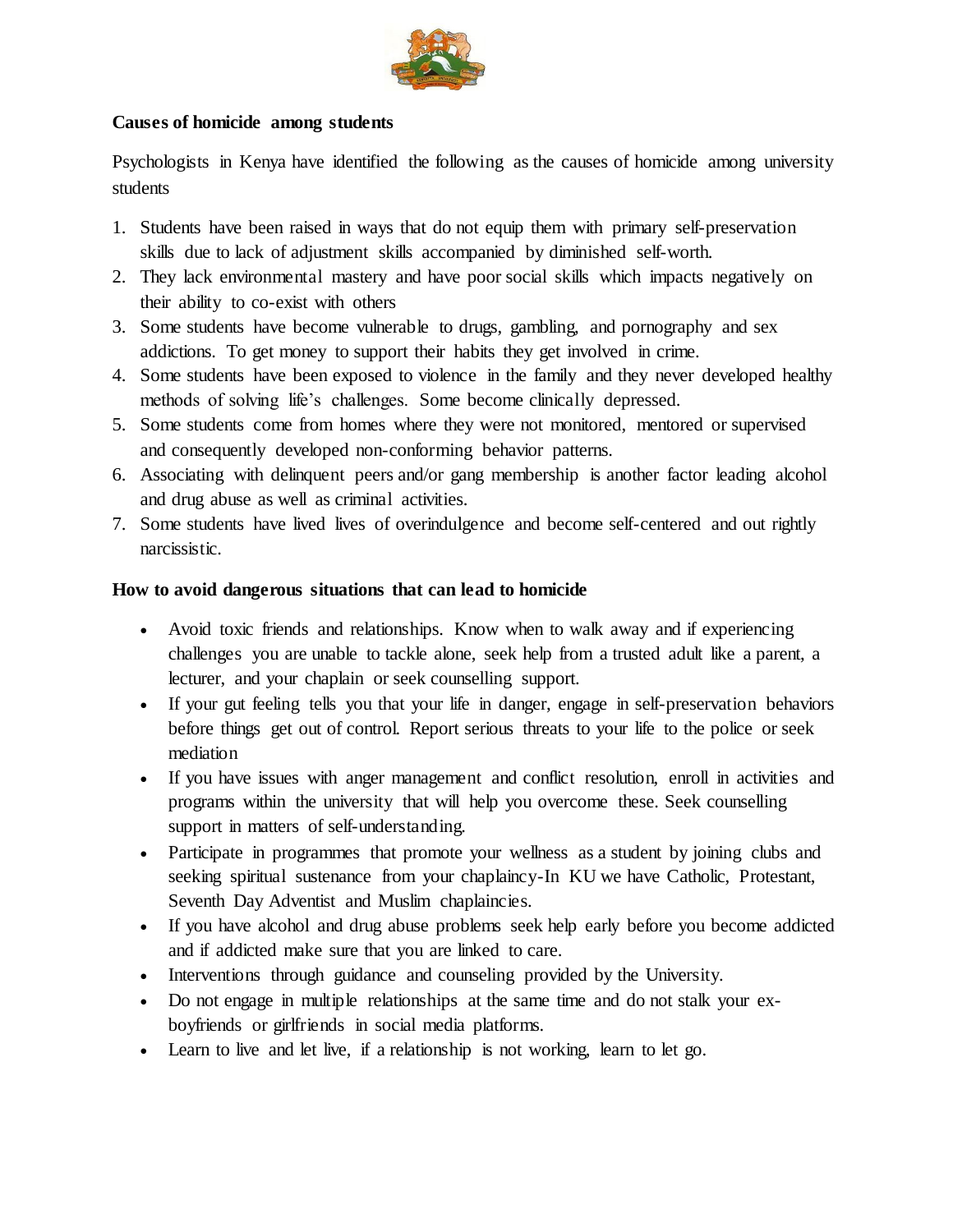**Causes of homicide among students**

Psychologists in Kenya have identified the following as the causes of homicide among university students

1. Students have been raised in ways that do not equip them with primary self-preservation skills due to lack of adjustment skills accompanied by diminished self-worth.
2. They lack environmental mastery and have poor social skills which impacts negatively on their ability to co-exist with others
3. Some students have become vulnerable to drugs, gambling, and pornography and sex addictions. To get money to support their habits they get involved in crime.
4. Some students have been exposed to violence in the family and they never developed healthy methods of solving life's challenges. Some become clinically depressed.
5. Some students come from homes where they were not monitored, mentored or supervised and consequently developed non-conforming behavior patterns.
6. Associating with delinquent peers and/or gang membership is another factor leading alcohol and drug abuse as well as criminal activities.
7. Some students have lived lives of overindulgence and become self-centered and out rightly narcissistic.

**How to avoid dangerous situations that can lead to homicide**

- Avoid toxic friends and relationships. Know when to walk away and if experiencing challenges you are unable to tackle alone, seek help from a trusted adult like a parent, a lecturer, and your chaplain or seek counselling support.
- If your gut feeling tells you that your life in danger, engage in self-preservation behaviors before things get out of control. Report serious threats to your life to the police or seek mediation
- If you have issues with anger management and conflict resolution, enroll in activities and programs within the university that will help you overcome these. Seek counselling support in matters of self-understanding.
- Participate in programmes that promote your wellness as a student by joining clubs and seeking spiritual sustenance from your chaplaincy-In KU we have Catholic, Protestant, Seventh Day Adventist and Muslim chaplaincies.
- If you have alcohol and drug abuse problems seek help early before you become addicted and if addicted make sure that you are linked to care.
- Interventions through guidance and counseling provided by the University.
- Do not engage in multiple relationships at the same time and do not stalk your ex-boyfriends or girlfriends in social media platforms.
- Learn to live and let live, if a relationship is not working, learn to let go.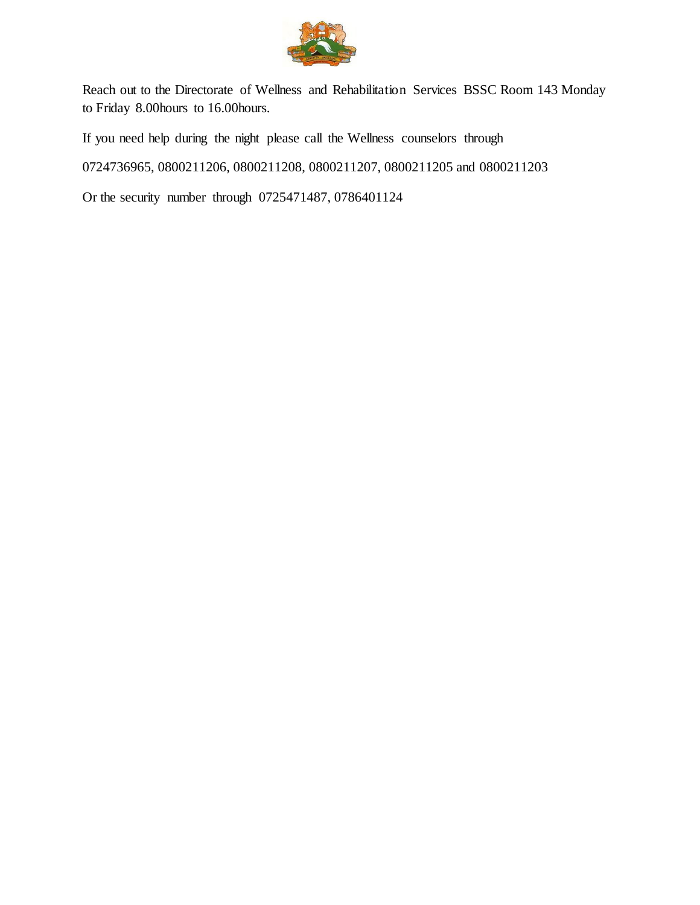Reach out to the Directorate of Wellness and Rehabilitation Services BSSC Room 143 Monday to Friday 8.00hours to 16.00hours.

If you need help during the night please call the Wellness counselors through

0724736965, 0800211206, 0800211208, 0800211207, 0800211205 and 0800211203

Or the security number through 0725471487, 0786401124